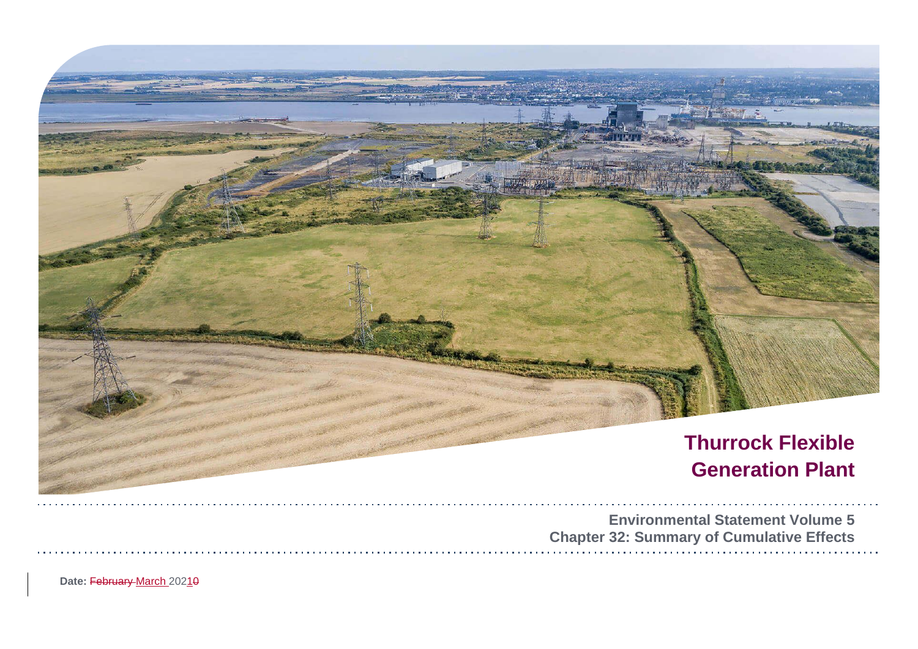# Thurrock Flexible Generation Plant

## Environmental Statement Volume 5
## Chapter 32: Summary of Cumulative Effects

**Date:** ~~February~~ March 202~~0~~1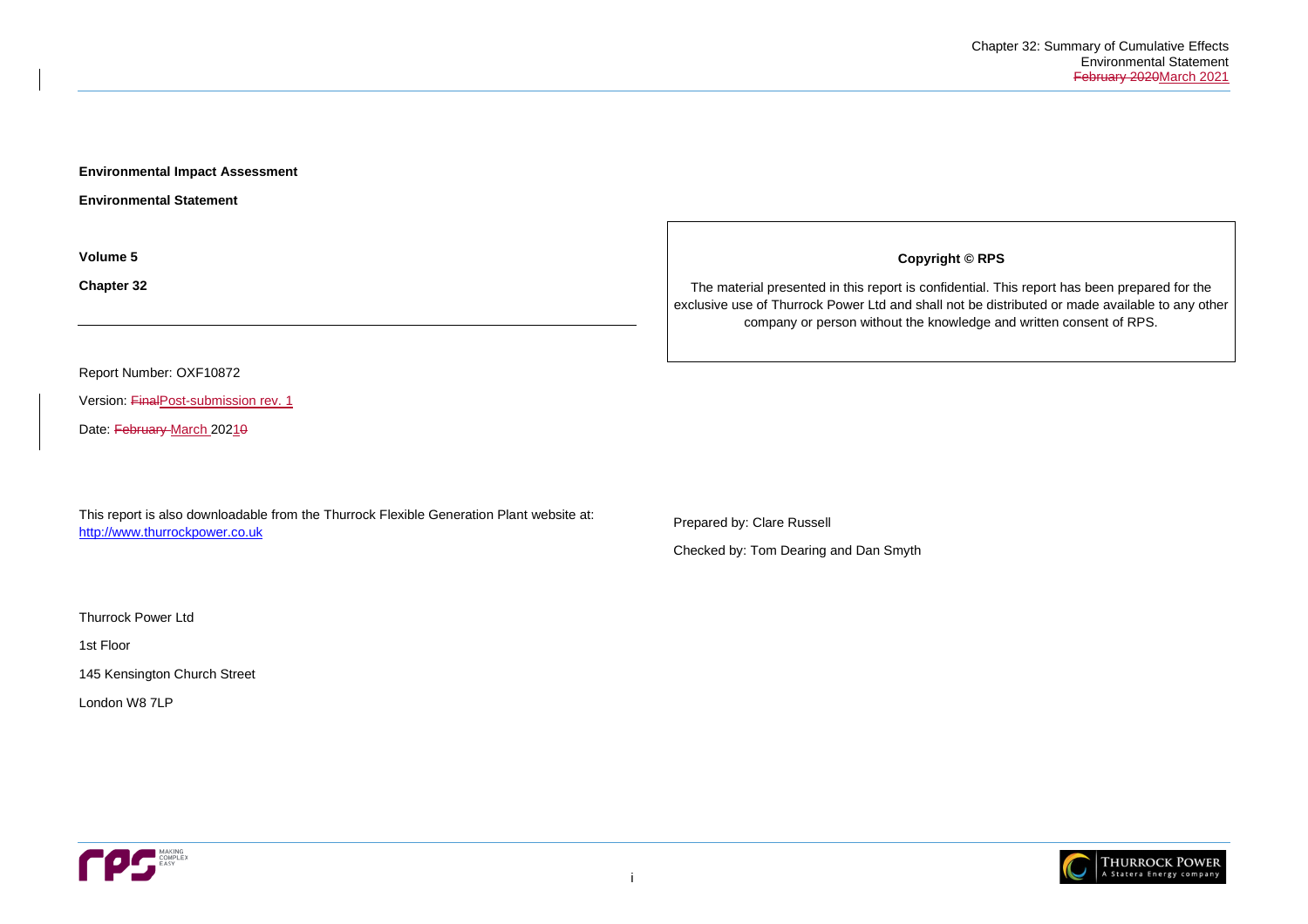**Environmental Impact Assessment**

**Environmental Statement**

**Volume 5**

**Chapter 32**

Report Number: OXF10872

Version: ~~Final~~Post-submission rev. 1

Date: ~~February~~ March 2021~~0~~

This report is also downloadable from the Thurrock Flexible Generation Plant website at: http://www.thurrockpower.co.uk

Thurrock Power Ltd

1st Floor

145 Kensington Church Street

London W8 7LP

**Copyright © RPS**

The material presented in this report is confidential. This report has been prepared for the exclusive use of Thurrock Power Ltd and shall not be distributed or made available to any other company or person without the knowledge and written consent of RPS.

Prepared by: Clare Russell

Checked by: Tom Dearing and Dan Smyth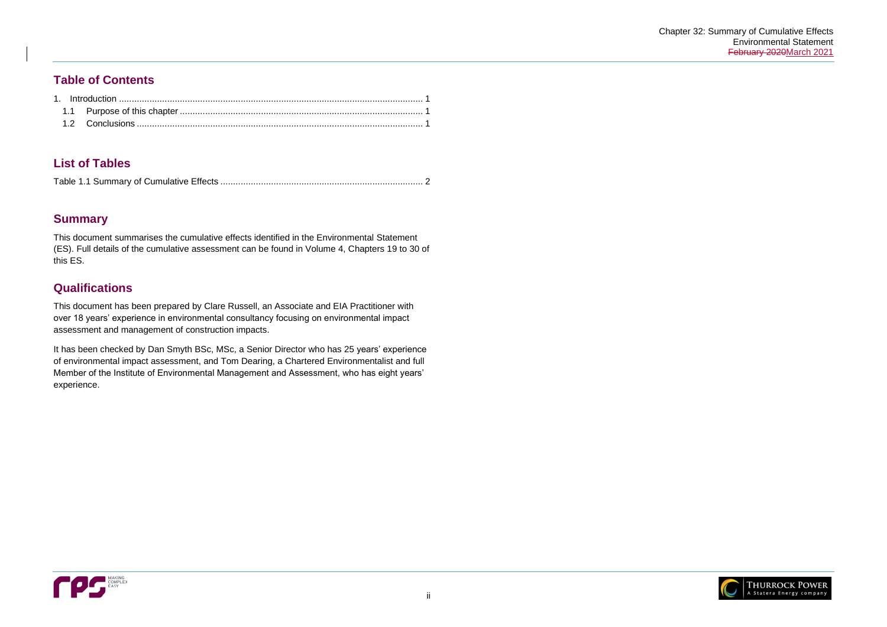## Table of Contents

1. Introduction ........................................................................................................................ 1
   1.1 Purpose of this chapter ................................................................................................ 1
   1.2 Conclusions ................................................................................................................. 1

## List of Tables

Table 1.1 Summary of Cumulative Effects ................................................................................ 2

## Summary

This document summarises the cumulative effects identified in the Environmental Statement (ES). Full details of the cumulative assessment can be found in Volume 4, Chapters 19 to 30 of this ES.

## Qualifications

This document has been prepared by Clare Russell, an Associate and EIA Practitioner with over 18 years' experience in environmental consultancy focusing on environmental impact assessment and management of construction impacts.

It has been checked by Dan Smyth BSc, MSc, a Senior Director who has 25 years' experience of environmental impact assessment, and Tom Dearing, a Chartered Environmentalist and full Member of the Institute of Environmental Management and Assessment, who has eight years' experience.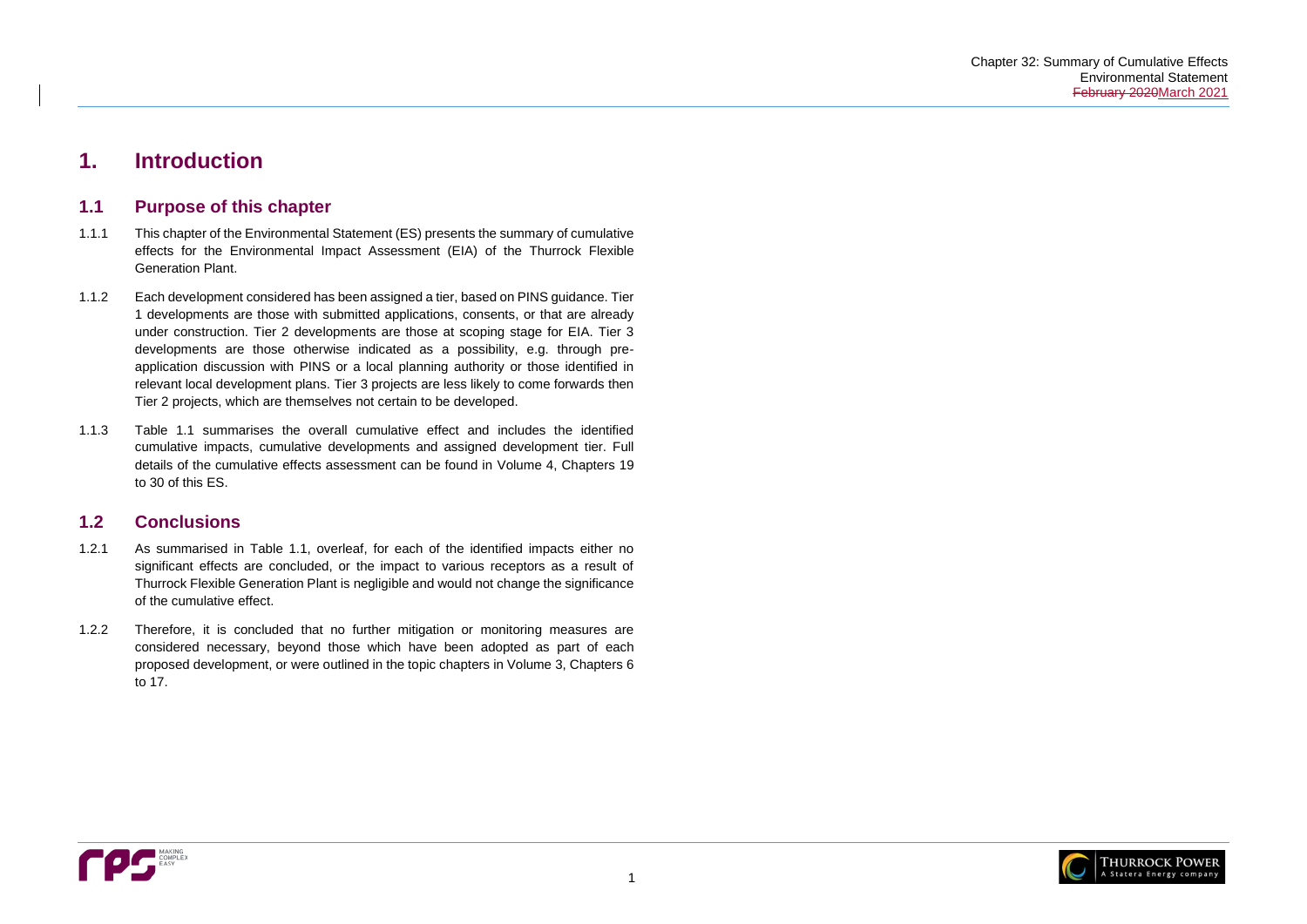# 1. Introduction

## 1.1 Purpose of this chapter

1.1.1 This chapter of the Environmental Statement (ES) presents the summary of cumulative effects for the Environmental Impact Assessment (EIA) of the Thurrock Flexible Generation Plant.

1.1.2 Each development considered has been assigned a tier, based on PINS guidance. Tier 1 developments are those with submitted applications, consents, or that are already under construction. Tier 2 developments are those at scoping stage for EIA. Tier 3 developments are those otherwise indicated as a possibility, e.g. through pre-application discussion with PINS or a local planning authority or those identified in relevant local development plans. Tier 3 projects are less likely to come forwards then Tier 2 projects, which are themselves not certain to be developed.

1.1.3 Table 1.1 summarises the overall cumulative effect and includes the identified cumulative impacts, cumulative developments and assigned development tier. Full details of the cumulative effects assessment can be found in Volume 4, Chapters 19 to 30 of this ES.

## 1.2 Conclusions

1.2.1 As summarised in Table 1.1, overleaf, for each of the identified impacts either no significant effects are concluded, or the impact to various receptors as a result of Thurrock Flexible Generation Plant is negligible and would not change the significance of the cumulative effect.

1.2.2 Therefore, it is concluded that no further mitigation or monitoring measures are considered necessary, beyond those which have been adopted as part of each proposed development, or were outlined in the topic chapters in Volume 3, Chapters 6 to 17.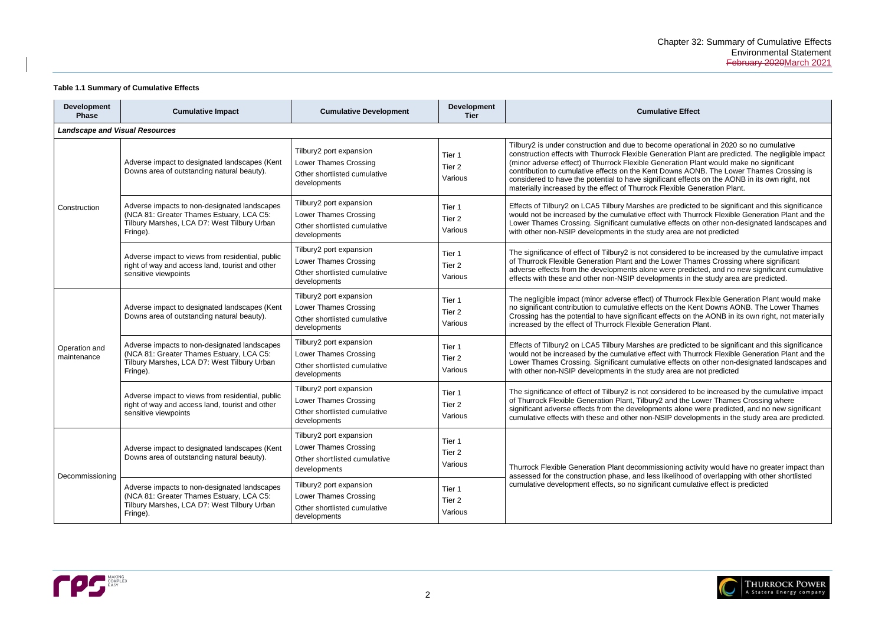**Table 1.1 Summary of Cumulative Effects**

| Development Phase | Cumulative Impact | Cumulative Development | Development Tier | Cumulative Effect |
|---|---|---|---|---|
| ***Landscape and Visual Resources*** | | | | |
| Construction | Adverse impact to designated landscapes (Kent Downs area of outstanding natural beauty). | Tilbury2 port expansion<br>Lower Thames Crossing<br>Other shortlisted cumulative developments | Tier 1<br>Tier 2<br>Various | Tilbury2 is under construction and due to become operational in 2020 so no cumulative construction effects with Thurrock Flexible Generation Plant are predicted. The negligible impact (minor adverse effect) of Thurrock Flexible Generation Plant would make no significant contribution to cumulative effects on the Kent Downs AONB. The Lower Thames Crossing is considered to have the potential to have significant effects on the AONB in its own right, not materially increased by the effect of Thurrock Flexible Generation Plant. |
| | Adverse impacts to non-designated landscapes (NCA 81: Greater Thames Estuary, LCA C5: Tilbury Marshes, LCA D7: West Tilbury Urban Fringe). | Tilbury2 port expansion<br>Lower Thames Crossing<br>Other shortlisted cumulative developments | Tier 1<br>Tier 2<br>Various | Effects of Tilbury2 on LCA5 Tilbury Marshes are predicted to be significant and this significance would not be increased by the cumulative effect with Thurrock Flexible Generation Plant and the Lower Thames Crossing. Significant cumulative effects on other non-designated landscapes and with other non-NSIP developments in the study area are not predicted |
| | Adverse impact to views from residential, public right of way and access land, tourist and other sensitive viewpoints | Tilbury2 port expansion<br>Lower Thames Crossing<br>Other shortlisted cumulative developments | Tier 1<br>Tier 2<br>Various | The significance of effect of Tilbury2 is not considered to be increased by the cumulative impact of Thurrock Flexible Generation Plant and the Lower Thames Crossing where significant adverse effects from the developments alone were predicted, and no new significant cumulative effects with these and other non-NSIP developments in the study area are predicted. |
| Operation and maintenance | Adverse impact to designated landscapes (Kent Downs area of outstanding natural beauty). | Tilbury2 port expansion<br>Lower Thames Crossing<br>Other shortlisted cumulative developments | Tier 1<br>Tier 2<br>Various | The negligible impact (minor adverse effect) of Thurrock Flexible Generation Plant would make no significant contribution to cumulative effects on the Kent Downs AONB. The Lower Thames Crossing has the potential to have significant effects on the AONB in its own right, not materially increased by the effect of Thurrock Flexible Generation Plant. |
| | Adverse impacts to non-designated landscapes (NCA 81: Greater Thames Estuary, LCA C5: Tilbury Marshes, LCA D7: West Tilbury Urban Fringe). | Tilbury2 port expansion<br>Lower Thames Crossing<br>Other shortlisted cumulative developments | Tier 1<br>Tier 2<br>Various | Effects of Tilbury2 on LCA5 Tilbury Marshes are predicted to be significant and this significance would not be increased by the cumulative effect with Thurrock Flexible Generation Plant and the Lower Thames Crossing. Significant cumulative effects on other non-designated landscapes and with other non-NSIP developments in the study area are not predicted |
| | Adverse impact to views from residential, public right of way and access land, tourist and other sensitive viewpoints | Tilbury2 port expansion<br>Lower Thames Crossing<br>Other shortlisted cumulative developments | Tier 1<br>Tier 2<br>Various | The significance of effect of Tilbury2 is not considered to be increased by the cumulative impact of Thurrock Flexible Generation Plant, Tilbury2 and the Lower Thames Crossing where significant adverse effects from the developments alone were predicted, and no new significant cumulative effects with these and other non-NSIP developments in the study area are predicted. |
| Decommissioning | Adverse impact to designated landscapes (Kent Downs area of outstanding natural beauty). | Tilbury2 port expansion<br>Lower Thames Crossing<br>Other shortlisted cumulative developments | Tier 1<br>Tier 2<br>Various | Thurrock Flexible Generation Plant decommissioning activity would have no greater impact than assessed for the construction phase, and less likelihood of overlapping with other shortlisted cumulative development effects, so no significant cumulative effect is predicted |
| | Adverse impacts to non-designated landscapes (NCA 81: Greater Thames Estuary, LCA C5: Tilbury Marshes, LCA D7: West Tilbury Urban Fringe). | Tilbury2 port expansion<br>Lower Thames Crossing<br>Other shortlisted cumulative developments | Tier 1<br>Tier 2<br>Various | |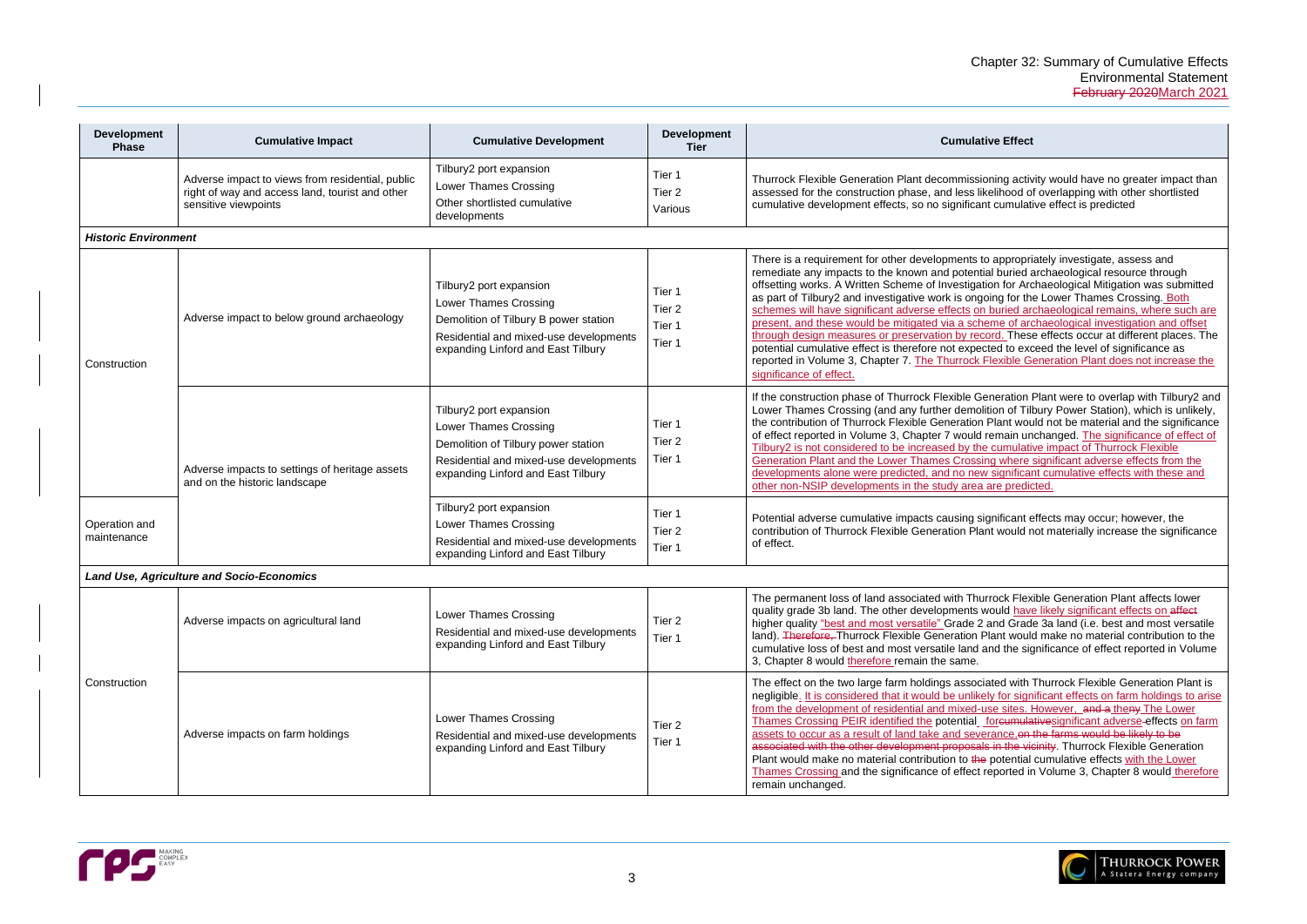| Development Phase | Cumulative Impact | Cumulative Development | Development Tier | Cumulative Effect |
|---|---|---|---|---|
| | Adverse impact to views from residential, public right of way and access land, tourist and other sensitive viewpoints | Tilbury2 port expansion<br>Lower Thames Crossing<br>Other shortlisted cumulative developments | Tier 1<br>Tier 2<br>Various | Thurrock Flexible Generation Plant decommissioning activity would have no greater impact than assessed for the construction phase, and less likelihood of overlapping with other shortlisted cumulative development effects, so no significant cumulative effect is predicted |
| ***Historic Environment*** | | | | |
| Construction | Adverse impact to below ground archaeology | Tilbury2 port expansion<br>Lower Thames Crossing<br>Demolition of Tilbury B power station<br>Residential and mixed-use developments expanding Linford and East Tilbury | Tier 1<br>Tier 2<br>Tier 1<br>Tier 1 | There is a requirement for other developments to appropriately investigate, assess and remediate any impacts to the known and potential buried archaeological resource through offsetting works. A Written Scheme of Investigation for Archaeological Mitigation was submitted as part of Tilbury2 and investigative work is ongoing for the Lower Thames Crossing. Both schemes will have significant adverse effects on buried archaeological remains, where such are present, and these would be mitigated via a scheme of archaeological investigation and offset through design measures or preservation by record. These effects occur at different places. The potential cumulative effect is therefore not expected to exceed the level of significance as reported in Volume 3, Chapter 7. The Thurrock Flexible Generation Plant does not increase the significance of effect. |
| | Adverse impacts to settings of heritage assets and on the historic landscape | Tilbury2 port expansion<br>Lower Thames Crossing<br>Demolition of Tilbury power station<br>Residential and mixed-use developments expanding Linford and East Tilbury | Tier 1<br>Tier 2<br>Tier 1 | If the construction phase of Thurrock Flexible Generation Plant were to overlap with Tilbury2 and Lower Thames Crossing (and any further demolition of Tilbury Power Station), which is unlikely, the contribution of Thurrock Flexible Generation Plant would not be material and the significance of effect reported in Volume 3, Chapter 7 would remain unchanged. The significance of effect of Tilbury2 is not considered to be increased by the cumulative impact of Thurrock Flexible Generation Plant and the Lower Thames Crossing where significant adverse effects from the developments alone were predicted, and no new significant cumulative effects with these and other non-NSIP developments in the study area are predicted. |
| Operation and maintenance | | Tilbury2 port expansion<br>Lower Thames Crossing<br>Residential and mixed-use developments expanding Linford and East Tilbury | Tier 1<br>Tier 2<br>Tier 1 | Potential adverse cumulative impacts causing significant effects may occur; however, the contribution of Thurrock Flexible Generation Plant would not materially increase the significance of effect. |
| ***Land Use, Agriculture and Socio-Economics*** | | | | |
| Construction | Adverse impacts on agricultural land | Lower Thames Crossing<br>Residential and mixed-use developments expanding Linford and East Tilbury | Tier 2<br>Tier 1 | The permanent loss of land associated with Thurrock Flexible Generation Plant affects lower quality grade 3b land. The other developments would have likely significant effects on ~~affect~~ higher quality "best and most versatile" Grade 2 and Grade 3a land (i.e. best and most versatile land). ~~Therefore,~~ Thurrock Flexible Generation Plant would make no material contribution to the cumulative loss of best and most versatile land and the significance of effect reported in Volume 3, Chapter 8 would therefore remain the same. |
| | Adverse impacts on farm holdings | Lower Thames Crossing<br>Residential and mixed-use developments expanding Linford and East Tilbury | Tier 2<br>Tier 1 | The effect on the two large farm holdings associated with Thurrock Flexible Generation Plant is negligible. It is considered that it would be unlikely for significant effects on farm holdings to arise from the development of residential and mixed-use sites. However, ~~and a theny~~ The Lower Thames Crossing PEIR identified the potential ~~for cumulative~~ significant ~~adverse~~ effects on farm assets to occur as a result of land take and severance. ~~on the farms would be likely to be associated with the other development proposals in the vicinity~~. Thurrock Flexible Generation Plant would make no material contribution to ~~the~~ potential cumulative effects with the Lower Thames Crossing and the significance of effect reported in Volume 3, Chapter 8 would therefore remain unchanged. |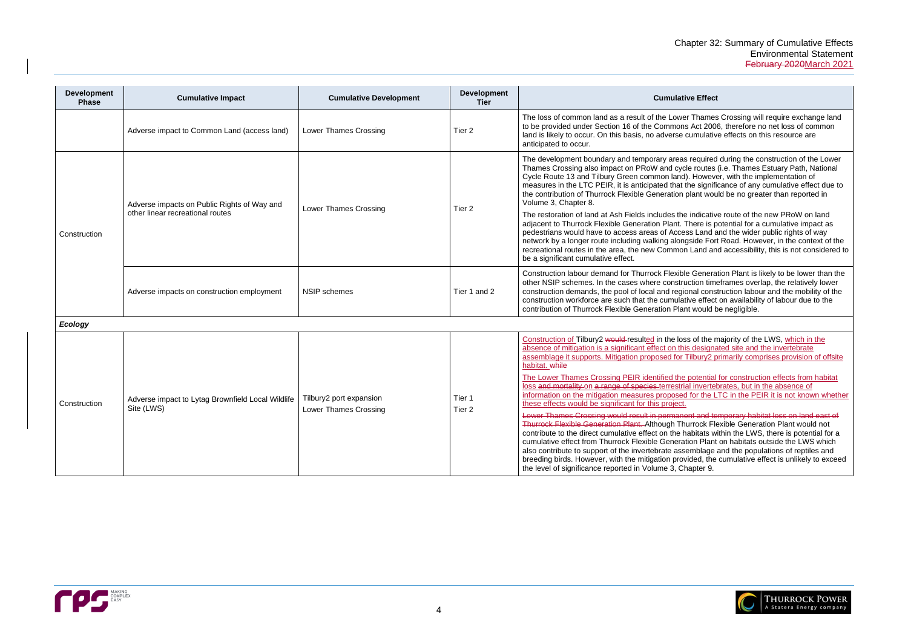| Development Phase | Cumulative Impact | Cumulative Development | Development Tier | Cumulative Effect |
|---|---|---|---|---|
| | Adverse impact to Common Land (access land) | Lower Thames Crossing | Tier 2 | The loss of common land as a result of the Lower Thames Crossing will require exchange land to be provided under Section 16 of the Commons Act 2006, therefore no net loss of common land is likely to occur. On this basis, no adverse cumulative effects on this resource are anticipated to occur. |
| Construction | Adverse impacts on Public Rights of Way and other linear recreational routes | Lower Thames Crossing | Tier 2 | The development boundary and temporary areas required during the construction of the Lower Thames Crossing also impact on PRoW and cycle routes (i.e. Thames Estuary Path, National Cycle Route 13 and Tilbury Green common land). However, with the implementation of measures in the LTC PEIR, it is anticipated that the significance of any cumulative effect due to the contribution of Thurrock Flexible Generation plant would be no greater than reported in Volume 3, Chapter 8. The restoration of land at Ash Fields includes the indicative route of the new PRoW on land adjacent to Thurrock Flexible Generation Plant. There is potential for a cumulative impact as pedestrians would have to access areas of Access Land and the wider public rights of way network by a longer route including walking alongside Fort Road. However, in the context of the recreational routes in the area, the new Common Land and accessibility, this is not considered to be a significant cumulative effect. |
| | Adverse impacts on construction employment | NSIP schemes | Tier 1 and 2 | Construction labour demand for Thurrock Flexible Generation Plant is likely to be lower than the other NSIP schemes. In the cases where construction timeframes overlap, the relatively lower construction demands, the pool of local and regional construction labour and the mobility of the construction workforce are such that the cumulative effect on availability of labour due to the contribution of Thurrock Flexible Generation Plant would be negligible. |
| ***Ecology*** | | | | |
| Construction | Adverse impact to Lytag Brownfield Local Wildlife Site (LWS) | Tilbury2 port expansion<br>Lower Thames Crossing | Tier 1<br>Tier 2 | Construction of Tilbury2 ~~would~~ resulted in the loss of the majority of the LWS, which in the absence of mitigation is a significant effect on this designated site and the invertebrate assemblage it supports. Mitigation proposed for Tilbury2 primarily comprises provision of offsite habitat. ~~while~~<br><br>The Lower Thames Crossing PEIR identified the potential for construction effects from habitat loss ~~and mortality~~ on ~~a range of species~~ terrestrial invertebrates, but in the absence of information on the mitigation measures proposed for the LTC in the PEIR it is not known whether these effects would be significant for this project.<br><br>~~Lower Thames Crossing would result in permanent and temporary habitat loss on land east of Thurrock Flexible Generation Plant.~~ Although Thurrock Flexible Generation Plant would not contribute to the direct cumulative effect on the habitats within the LWS, there is potential for a cumulative effect from Thurrock Flexible Generation Plant on habitats outside the LWS which also contribute to support of the invertebrate assemblage and the populations of reptiles and breeding birds. However, with the mitigation provided, the cumulative effect is unlikely to exceed the level of significance reported in Volume 3, Chapter 9. |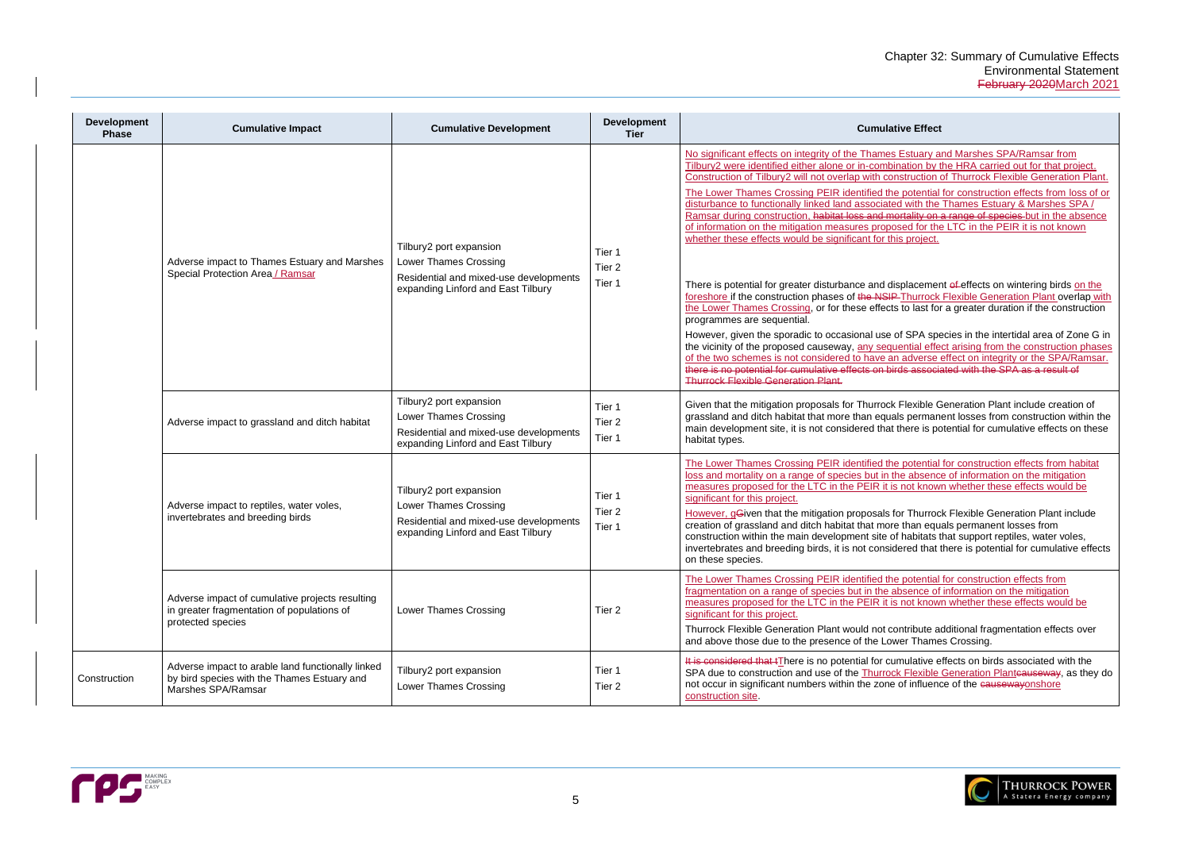| Development Phase | Cumulative Impact | Cumulative Development | Development Tier | Cumulative Effect |
|---|---|---|---|---|
| | Adverse impact to Thames Estuary and Marshes Special Protection Area / Ramsar | Tilbury2 port expansion<br>Lower Thames Crossing<br>Residential and mixed-use developments expanding Linford and East Tilbury | Tier 1<br>Tier 2<br>Tier 1 | No significant effects on integrity of the Thames Estuary and Marshes SPA/Ramsar from Tilbury2 were identified either alone or in-combination by the HRA carried out for that project. Construction of Tilbury2 will not overlap with construction of Thurrock Flexible Generation Plant.<br>The Lower Thames Crossing PEIR identified the potential for construction effects from loss of or disturbance to functionally linked land associated with the Thames Estuary & Marshes SPA / Ramsar during construction, habitat loss and mortality on a range of species but in the absence of information on the mitigation measures proposed for the LTC in the PEIR it is not known whether these effects would be significant for this project.<br>There is potential for greater disturbance and displacement of effects on wintering birds on the foreshore if the construction phases of the NSIP Thurrock Flexible Generation Plant overlap with the Lower Thames Crossing, or for these effects to last for a greater duration if the construction programmes are sequential.<br>However, given the sporadic to occasional use of SPA species in the intertidal area of Zone G in the vicinity of the proposed causeway, any sequential effect arising from the construction phases of the two schemes is not considered to have an adverse effect on integrity or the SPA/Ramsar. there is no potential for cumulative effects on birds associated with the SPA as a result of Thurrock Flexible Generation Plant. |
| | Adverse impact to grassland and ditch habitat | Tilbury2 port expansion<br>Lower Thames Crossing<br>Residential and mixed-use developments expanding Linford and East Tilbury | Tier 1<br>Tier 2<br>Tier 1 | Given that the mitigation proposals for Thurrock Flexible Generation Plant include creation of grassland and ditch habitat that more than equals permanent losses from construction within the main development site, it is not considered that there is potential for cumulative effects on these habitat types. |
| | Adverse impact to reptiles, water voles, invertebrates and breeding birds | Tilbury2 port expansion<br>Lower Thames Crossing<br>Residential and mixed-use developments expanding Linford and East Tilbury | Tier 1<br>Tier 2<br>Tier 1 | The Lower Thames Crossing PEIR identified the potential for construction effects from habitat loss and mortality on a range of species but in the absence of information on the mitigation measures proposed for the LTC in the PEIR it is not known whether these effects would be significant for this project.<br>However, gGiven that the mitigation proposals for Thurrock Flexible Generation Plant include creation of grassland and ditch habitat that more than equals permanent losses from construction within the main development site of habitats that support reptiles, water voles, invertebrates and breeding birds, it is not considered that there is potential for cumulative effects on these species. |
| | Adverse impact of cumulative projects resulting in greater fragmentation of populations of protected species | Lower Thames Crossing | Tier 2 | The Lower Thames Crossing PEIR identified the potential for construction effects from fragmentation on a range of species but in the absence of information on the mitigation measures proposed for the LTC in the PEIR it is not known whether these effects would be significant for this project.<br>Thurrock Flexible Generation Plant would not contribute additional fragmentation effects over and above those due to the presence of the Lower Thames Crossing. |
| Construction | Adverse impact to arable land functionally linked by bird species with the Thames Estuary and Marshes SPA/Ramsar | Tilbury2 port expansion<br>Lower Thames Crossing | Tier 1<br>Tier 2 | It is considered that tThere is no potential for cumulative effects on birds associated with the SPA due to construction and use of the Thurrock Flexible Generation Plantcauseway, as they do not occur in significant numbers within the zone of influence of the causewayonshore construction site. |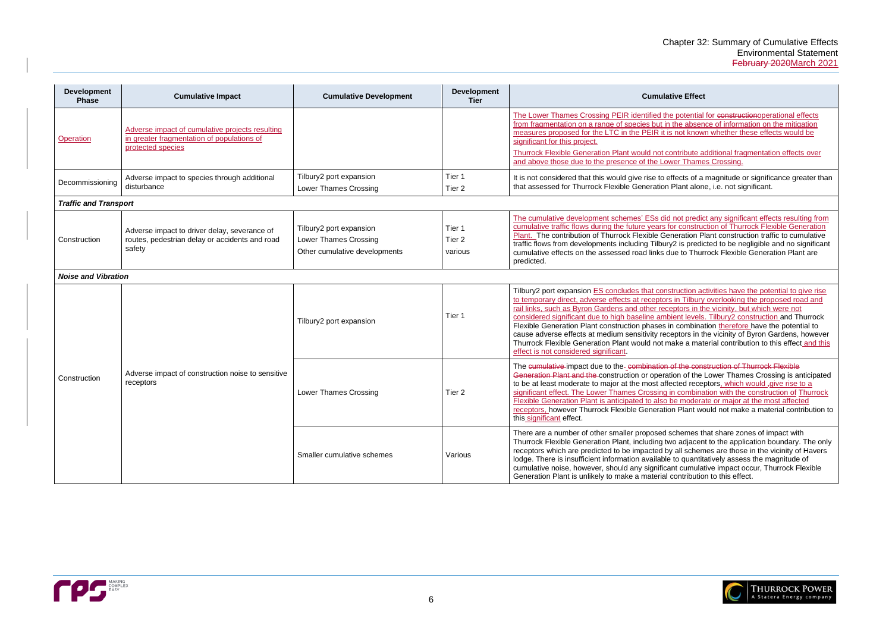| Development Phase | Cumulative Impact | Cumulative Development | Development Tier | Cumulative Effect |
|---|---|---|---|---|
| Operation | Adverse impact of cumulative projects resulting in greater fragmentation of populations of protected species | | | The Lower Thames Crossing PEIR identified the potential for constructionoperational effects from fragmentation on a range of species but in the absence of information on the mitigation measures proposed for the LTC in the PEIR it is not known whether these effects would be significant for this project.<br>Thurrock Flexible Generation Plant would not contribute additional fragmentation effects over and above those due to the presence of the Lower Thames Crossing. |
| Decommissioning | Adverse impact to species through additional disturbance | Tilbury2 port expansion<br>Lower Thames Crossing | Tier 1<br>Tier 2 | It is not considered that this would give rise to effects of a magnitude or significance greater than that assessed for Thurrock Flexible Generation Plant alone, i.e. not significant. |
| ***Traffic and Transport*** | | | | |
| Construction | Adverse impact to driver delay, severance of routes, pedestrian delay or accidents and road safety | Tilbury2 port expansion<br>Lower Thames Crossing<br>Other cumulative developments | Tier 1<br>Tier 2<br>various | The cumulative development schemes' ESs did not predict any significant effects resulting from cumulative traffic flows during the future years for construction of Thurrock Flexible Generation Plant. The contribution of Thurrock Flexible Generation Plant construction traffic to cumulative traffic flows from developments including Tilbury2 is predicted to be negligible and no significant cumulative effects on the assessed road links due to Thurrock Flexible Generation Plant are predicted. |
| ***Noise and Vibration*** | | | | |
| Construction | Adverse impact of construction noise to sensitive receptors | Tilbury2 port expansion | Tier 1 | Tilbury2 port expansion ES concludes that construction activities have the potential to give rise to temporary direct, adverse effects at receptors in Tilbury overlooking the proposed road and rail links, such as Byron Gardens and other receptors in the vicinity, but which were not considered significant due to high baseline ambient levels. Tilbury2 construction and Thurrock Flexible Generation Plant construction phases in combination therefore have the potential to cause adverse effects at medium sensitivity receptors in the vicinity of Byron Gardens, however Thurrock Flexible Generation Plant would not make a material contribution to this effect and this effect is not considered significant. |
| | | Lower Thames Crossing | Tier 2 | The cumulative impact due to the combination of the construction of Thurrock Flexible Generation Plant and the construction or operation of the Lower Thames Crossing is anticipated to be at least moderate to major at the most affected receptors, which would ,give rise to a significant effect. The Lower Thames Crossing in combination with the construction of Thurrock Flexible Generation Plant is anticipated to also be moderate or major at the most affected receptors, however Thurrock Flexible Generation Plant would not make a material contribution to this significant effect. |
| | | Smaller cumulative schemes | Various | There are a number of other smaller proposed schemes that share zones of impact with Thurrock Flexible Generation Plant, including two adjacent to the application boundary. The only receptors which are predicted to be impacted by all schemes are those in the vicinity of Havers lodge. There is insufficient information available to quantitatively assess the magnitude of cumulative noise, however, should any significant cumulative impact occur, Thurrock Flexible Generation Plant is unlikely to make a material contribution to this effect. |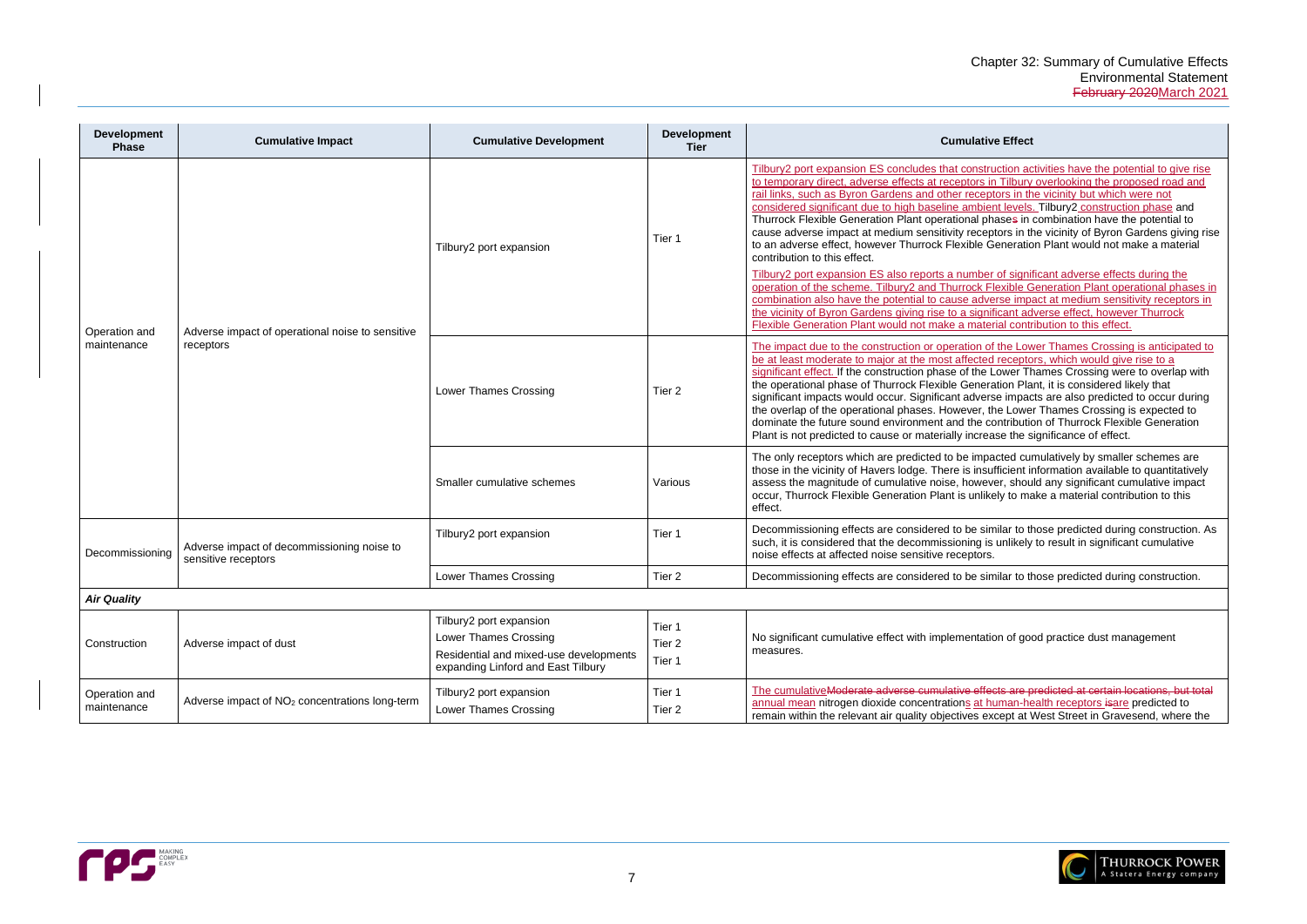| Development Phase | Cumulative Impact | Cumulative Development | Development Tier | Cumulative Effect |
|---|---|---|---|---|
| Operation and maintenance | Adverse impact of operational noise to sensitive receptors | Tilbury2 port expansion | Tier 1 | Tilbury2 port expansion ES concludes that construction activities have the potential to give rise to temporary direct, adverse effects at receptors in Tilbury overlooking the proposed road and rail links, such as Byron Gardens and other receptors in the vicinity but which were not considered significant due to high baseline ambient levels. Tilbury2 construction phase and Thurrock Flexible Generation Plant operational phases in combination have the potential to cause adverse impact at medium sensitivity receptors in the vicinity of Byron Gardens giving rise to an adverse effect, however Thurrock Flexible Generation Plant would not make a material contribution to this effect. Tilbury2 port expansion ES also reports a number of significant adverse effects during the operation of the scheme. Tilbury2 and Thurrock Flexible Generation Plant operational phases in combination also have the potential to cause adverse impact at medium sensitivity receptors in the vicinity of Byron Gardens giving rise to a significant adverse effect, however Thurrock Flexible Generation Plant would not make a material contribution to this effect. |
| | | Lower Thames Crossing | Tier 2 | The impact due to the construction or operation of the Lower Thames Crossing is anticipated to be at least moderate to major at the most affected receptors, which would give rise to a significant effect. If the construction phase of the Lower Thames Crossing were to overlap with the operational phase of Thurrock Flexible Generation Plant, it is considered likely that significant impacts would occur. Significant adverse impacts are also predicted to occur during the overlap of the operational phases. However, the Lower Thames Crossing is expected to dominate the future sound environment and the contribution of Thurrock Flexible Generation Plant is not predicted to cause or materially increase the significance of effect. |
| | | Smaller cumulative schemes | Various | The only receptors which are predicted to be impacted cumulatively by smaller schemes are those in the vicinity of Havers lodge. There is insufficient information available to quantitatively assess the magnitude of cumulative noise, however, should any significant cumulative impact occur, Thurrock Flexible Generation Plant is unlikely to make a material contribution to this effect. |
| Decommissioning | Adverse impact of decommissioning noise to sensitive receptors | Tilbury2 port expansion | Tier 1 | Decommissioning effects are considered to be similar to those predicted during construction. As such, it is considered that the decommissioning is unlikely to result in significant cumulative noise effects at affected noise sensitive receptors. |
| | | Lower Thames Crossing | Tier 2 | Decommissioning effects are considered to be similar to those predicted during construction. |
| ***Air Quality*** | | | | |
| Construction | Adverse impact of dust | Tilbury2 port expansion<br>Lower Thames Crossing<br>Residential and mixed-use developments expanding Linford and East Tilbury | Tier 1<br>Tier 2<br>Tier 1 | No significant cumulative effect with implementation of good practice dust management measures. |
| Operation and maintenance | Adverse impact of $NO_2$ concentrations long-term | Tilbury2 port expansion<br>Lower Thames Crossing | Tier 1<br>Tier 2 | The cumulative~~Moderate adverse cumulative effects are predicted at certain locations, but total~~ annual mean nitrogen dioxide concentrations at human-health receptors ~~is~~are predicted to remain within the relevant air quality objectives except at West Street in Gravesend, where the |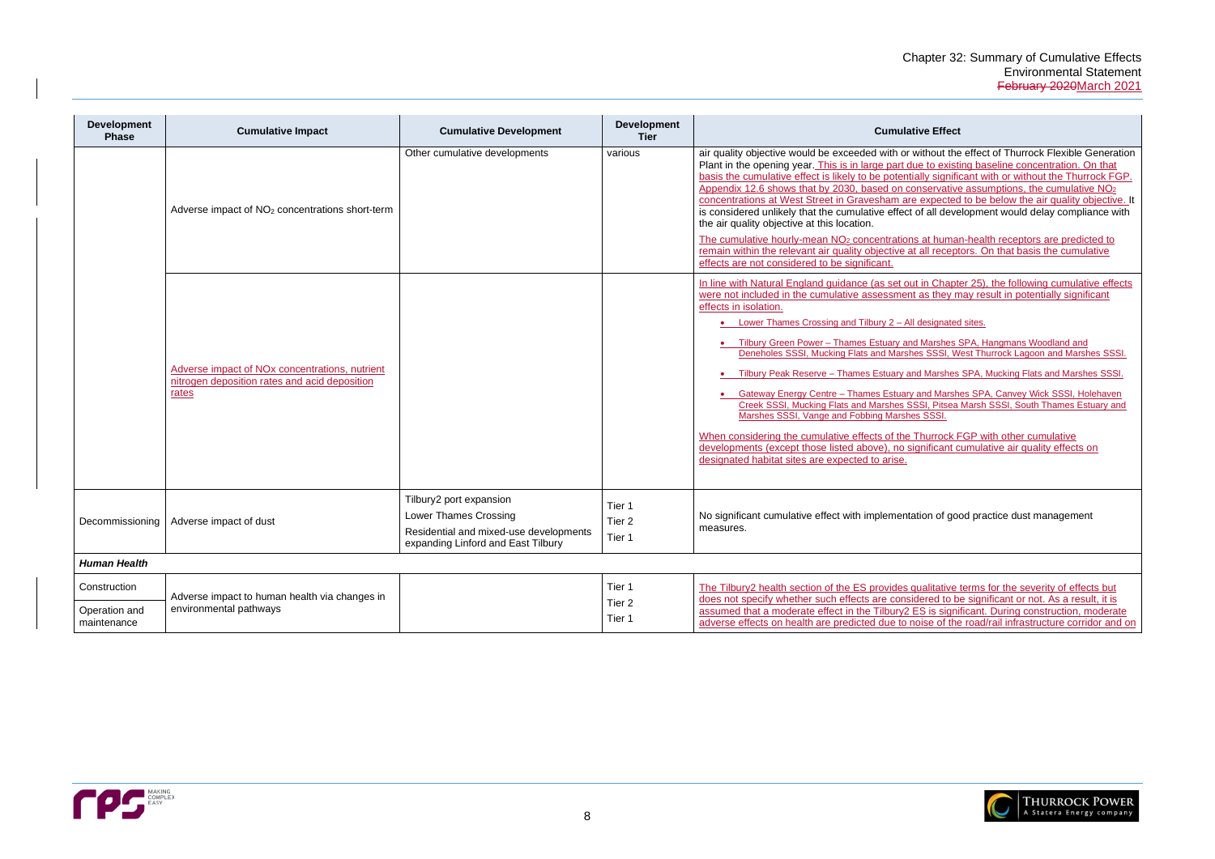| Development Phase | Cumulative Impact | Cumulative Development | Development Tier | Cumulative Effect |
|---|---|---|---|---|
| | Adverse impact of $NO_2$ concentrations short-term | Other cumulative developments | various | air quality objective would be exceeded with or without the effect of Thurrock Flexible Generation Plant in the opening year. This is in large part due to existing baseline concentration. On that basis the cumulative effect is likely to be potentially significant with or without the Thurrock FGP. Appendix 12.6 shows that by 2030, based on conservative assumptions, the cumulative $NO_2$ concentrations at West Street in Gravesham are expected to be below the air quality objective. It is considered unlikely that the cumulative effect of all development would delay compliance with the air quality objective at this location. The cumulative hourly-mean $NO_2$ concentrations at human-health receptors are predicted to remain within the relevant air quality objective at all receptors. On that basis the cumulative effects are not considered to be significant. |
| | Adverse impact of NOx concentrations, nutrient nitrogen deposition rates and acid deposition rates | | | In line with Natural England guidance (as set out in Chapter 25), the following cumulative effects were not included in the cumulative assessment as they may result in potentially significant effects in isolation. <br>• Lower Thames Crossing and Tilbury 2 – All designated sites. <br>• Tilbury Green Power – Thames Estuary and Marshes SPA, Hangmans Woodland and Deneholes SSSI, Mucking Flats and Marshes SSSI, West Thurrock Lagoon and Marshes SSSI. <br>• Tilbury Peak Reserve – Thames Estuary and Marshes SPA, Mucking Flats and Marshes SSSI. <br>• Gateway Energy Centre – Thames Estuary and Marshes SPA, Canvey Wick SSSI, Holehaven Creek SSSI, Mucking Flats and Marshes SSSI, Pitsea Marsh SSSI, South Thames Estuary and Marshes SSSI, Vange and Fobbing Marshes SSSI. <br>When considering the cumulative effects of the Thurrock FGP with other cumulative developments (except those listed above), no significant cumulative air quality effects on designated habitat sites are expected to arise. |
| Decommissioning | Adverse impact of dust | Tilbury2 port expansion <br>Lower Thames Crossing <br>Residential and mixed-use developments expanding Linford and East Tilbury | Tier 1 <br>Tier 2 <br>Tier 1 | No significant cumulative effect with implementation of good practice dust management measures. |
| ***Human Health*** | | | | |
| Construction <br>Operation and maintenance | Adverse impact to human health via changes in environmental pathways | | Tier 1 <br>Tier 2 <br>Tier 1 | The Tilbury2 health section of the ES provides qualitative terms for the severity of effects but does not specify whether such effects are considered to be significant or not. As a result, it is assumed that a moderate effect in the Tilbury2 ES is significant. During construction, moderate adverse effects on health are predicted due to noise of the road/rail infrastructure corridor and on |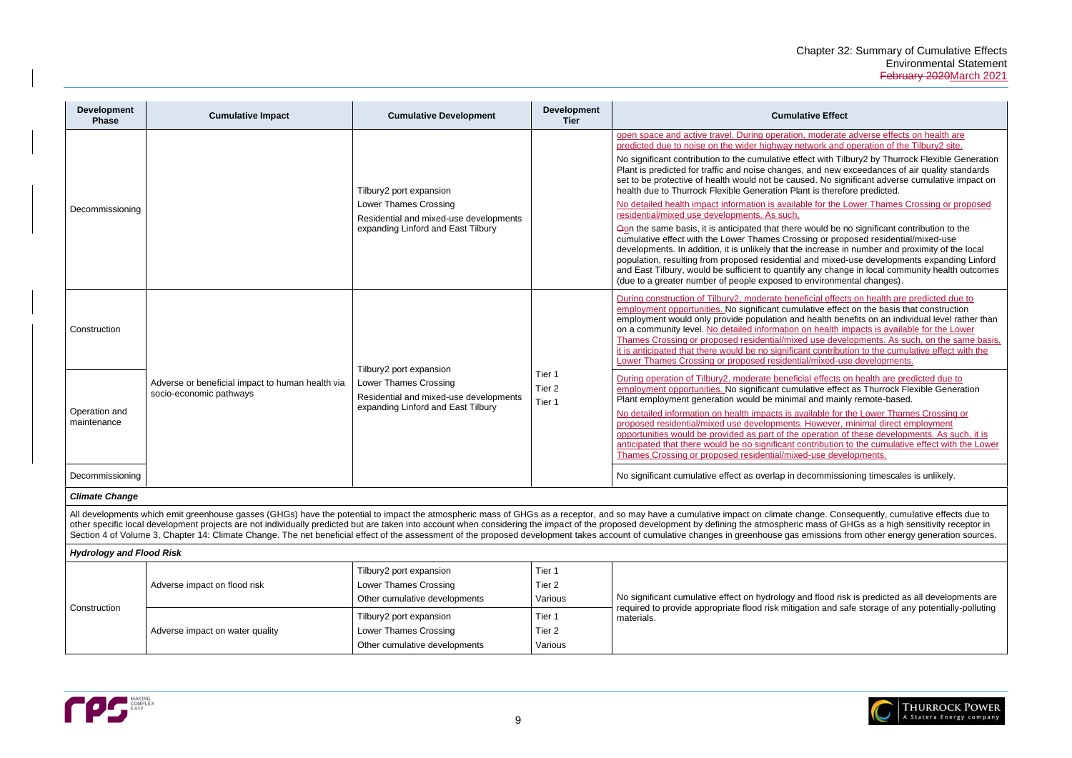| Development Phase | Cumulative Impact | Cumulative Development | Development Tier | Cumulative Effect |
|---|---|---|---|---|
| Decommissioning | | Tilbury2 port expansion<br>Lower Thames Crossing<br>Residential and mixed-use developments expanding Linford and East Tilbury | | open space and active travel. During operation, moderate adverse effects on health are predicted due to noise on the wider highway network and operation of the Tilbury2 site.<br>No significant contribution to the cumulative effect with Tilbury2 by Thurrock Flexible Generation Plant is predicted for traffic and noise changes, and new exceedances of air quality standards set to be protective of health would not be caused. No significant adverse cumulative impact on health due to Thurrock Flexible Generation Plant is therefore predicted.<br>No detailed health impact information is available for the Lower Thames Crossing or proposed residential/mixed use developments. As such,<br>Oon the same basis, it is anticipated that there would be no significant contribution to the cumulative effect with the Lower Thames Crossing or proposed residential/mixed-use developments. In addition, it is unlikely that the increase in number and proximity of the local population, resulting from proposed residential and mixed-use developments expanding Linford and East Tilbury, would be sufficient to quantify any change in local community health outcomes (due to a greater number of people exposed to environmental changes). |
| Construction | Adverse or beneficial impact to human health via socio-economic pathways | Tilbury2 port expansion<br>Lower Thames Crossing<br>Residential and mixed-use developments expanding Linford and East Tilbury | Tier 1<br>Tier 2<br>Tier 1 | During construction of Tilbury2, moderate beneficial effects on health are predicted due to employment opportunities. No significant cumulative effect on the basis that construction employment would only provide population and health benefits on an individual level rather than on a community level. No detailed information on health impacts is available for the Lower Thames Crossing or proposed residential/mixed use developments. As such, on the same basis, it is anticipated that there would be no significant contribution to the cumulative effect with the Lower Thames Crossing or proposed residential/mixed-use developments. |
| Operation and maintenance | | | | During operation of Tilbury2, moderate beneficial effects on health are predicted due to employment opportunities. No significant cumulative effect as Thurrock Flexible Generation Plant employment generation would be minimal and mainly remote-based.<br>No detailed information on health impacts is available for the Lower Thames Crossing or proposed residential/mixed use developments. However, minimal direct employment opportunities would be provided as part of the operation of these developments. As such, it is anticipated that there would be no significant contribution to the cumulative effect with the Lower Thames Crossing or proposed residential/mixed-use developments. |
| Decommissioning | | | | No significant cumulative effect as overlap in decommissioning timescales is unlikely. |
| ***Climate Change*** | | | | |
| All developments which emit greenhouse gasses (GHGs) have the potential to impact the atmospheric mass of GHGs as a receptor, and so may have a cumulative impact on climate change. Consequently, cumulative effects due to other specific local development projects are not individually predicted but are taken into account when considering the impact of the proposed development by defining the atmospheric mass of GHGs as a high sensitivity receptor in Section 4 of Volume 3, Chapter 14: Climate Change. The net beneficial effect of the assessment of the proposed development takes account of cumulative changes in greenhouse gas emissions from other energy generation sources. | | | | |
| ***Hydrology and Flood Risk*** | | | | |
| Construction | Adverse impact on flood risk | Tilbury2 port expansion<br>Lower Thames Crossing<br>Other cumulative developments | Tier 1<br>Tier 2<br>Various | No significant cumulative effect on hydrology and flood risk is predicted as all developments are required to provide appropriate flood risk mitigation and safe storage of any potentially-polluting materials. |
| | Adverse impact on water quality | Tilbury2 port expansion<br>Lower Thames Crossing<br>Other cumulative developments | Tier 1<br>Tier 2<br>Various | |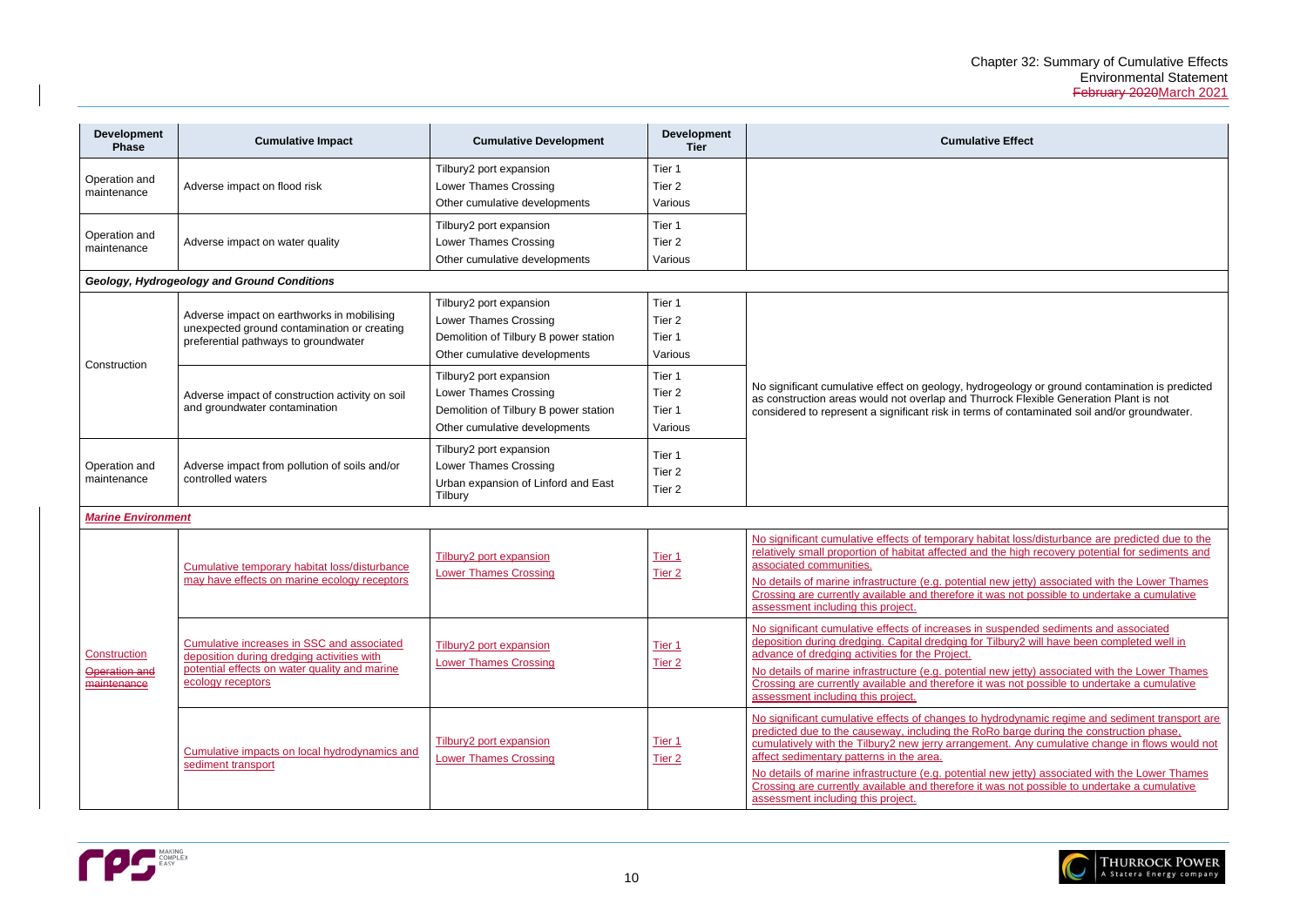| Development Phase | Cumulative Impact | Cumulative Development | Development Tier | Cumulative Effect |
|---|---|---|---|---|
| Operation and maintenance | Adverse impact on flood risk | Tilbury2 port expansion<br>Lower Thames Crossing<br>Other cumulative developments | Tier 1<br>Tier 2<br>Various | |
| Operation and maintenance | Adverse impact on water quality | Tilbury2 port expansion<br>Lower Thames Crossing<br>Other cumulative developments | Tier 1<br>Tier 2<br>Various | |
| ***Geology, Hydrogeology and Ground Conditions*** | | | | |
| Construction | Adverse impact on earthworks in mobilising unexpected ground contamination or creating preferential pathways to groundwater | Tilbury2 port expansion<br>Lower Thames Crossing<br>Demolition of Tilbury B power station<br>Other cumulative developments | Tier 1<br>Tier 2<br>Tier 1<br>Various | No significant cumulative effect on geology, hydrogeology or ground contamination is predicted as construction areas would not overlap and Thurrock Flexible Generation Plant is not considered to represent a significant risk in terms of contaminated soil and/or groundwater. |
| Construction | Adverse impact of construction activity on soil and groundwater contamination | Tilbury2 port expansion<br>Lower Thames Crossing<br>Demolition of Tilbury B power station<br>Other cumulative developments | Tier 1<br>Tier 2<br>Tier 1<br>Various | |
| Operation and maintenance | Adverse impact from pollution of soils and/or controlled waters | Tilbury2 port expansion<br>Lower Thames Crossing<br>Urban expansion of Linford and East Tilbury | Tier 1<br>Tier 2<br>Tier 2 | |
| ***Marine Environment*** | | | | |
| Construction ~~Operation and maintenance~~ | Cumulative temporary habitat loss/disturbance may have effects on marine ecology receptors | Tilbury2 port expansion<br>Lower Thames Crossing | Tier 1<br>Tier 2 | No significant cumulative effects of temporary habitat loss/disturbance are predicted due to the relatively small proportion of habitat affected and the high recovery potential for sediments and associated communities.<br>No details of marine infrastructure (e.g. potential new jetty) associated with the Lower Thames Crossing are currently available and therefore it was not possible to undertake a cumulative assessment including this project. |
| | Cumulative increases in SSC and associated deposition during dredging activities with potential effects on water quality and marine ecology receptors | Tilbury2 port expansion<br>Lower Thames Crossing | Tier 1<br>Tier 2 | No significant cumulative effects of increases in suspended sediments and associated deposition during dredging. Capital dredging for Tilbury2 will have been completed well in advance of dredging activities for the Project.<br>No details of marine infrastructure (e.g. potential new jetty) associated with the Lower Thames Crossing are currently available and therefore it was not possible to undertake a cumulative assessment including this project. |
| | Cumulative impacts on local hydrodynamics and sediment transport | Tilbury2 port expansion<br>Lower Thames Crossing | Tier 1<br>Tier 2 | No significant cumulative effects of changes to hydrodynamic regime and sediment transport are predicted due to the causeway, including the RoRo barge during the construction phase, cumulatively with the Tilbury2 new jerry arrangement. Any cumulative change in flows would not affect sedimentary patterns in the area.<br>No details of marine infrastructure (e.g. potential new jetty) associated with the Lower Thames Crossing are currently available and therefore it was not possible to undertake a cumulative assessment including this project. |